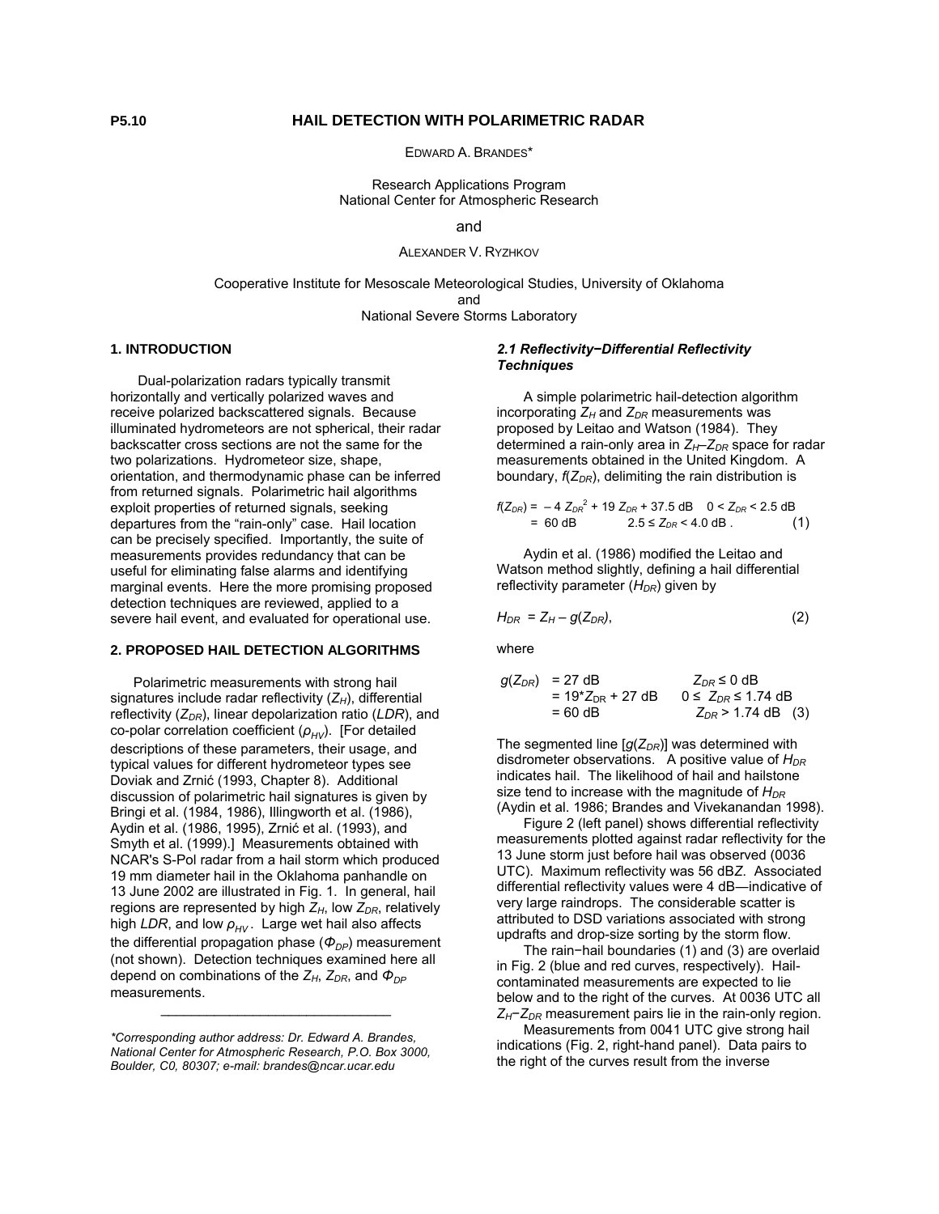**P5.10**

# HAIL DETECTION WITH POLARIMETRIC RADAR

EDWARD A. BRANDES*

Research Applications Program
National Center for Atmospheric Research

and

ALEXANDER V. RYZHKOV

Cooperative Institute for Mesoscale Meteorological Studies, University of Oklahoma
and
National Severe Storms Laboratory

## 1. INTRODUCTION

Dual-polarization radars typically transmit horizontally and vertically polarized waves and receive polarized backscattered signals. Because illuminated hydrometeors are not spherical, their radar backscatter cross sections are not the same for the two polarizations. Hydrometeor size, shape, orientation, and thermodynamic phase can be inferred from returned signals. Polarimetric hail algorithms exploit properties of returned signals, seeking departures from the "rain-only" case. Hail location can be precisely specified. Importantly, the suite of measurements provides redundancy that can be useful for eliminating false alarms and identifying marginal events. Here the more promising proposed detection techniques are reviewed, applied to a severe hail event, and evaluated for operational use.

## 2. PROPOSED HAIL DETECTION ALGORITHMS

Polarimetric measurements with strong hail signatures include radar reflectivity ($Z_H$), differential reflectivity ($Z_{DR}$), linear depolarization ratio ($LDR$), and co-polar correlation coefficient ($\rho_{HV}$). [For detailed descriptions of these parameters, their usage, and typical values for different hydrometeor types see Doviak and Zrnić (1993, Chapter 8). Additional discussion of polarimetric hail signatures is given by Bringi et al. (1984, 1986), Illingworth et al. (1986), Aydin et al. (1986, 1995), Zrnić et al. (1993), and Smyth et al. (1999).] Measurements obtained with NCAR's S-Pol radar from a hail storm which produced 19 mm diameter hail in the Oklahoma panhandle on 13 June 2002 are illustrated in Fig. 1. In general, hail regions are represented by high $Z_H$, low $Z_{DR}$, relatively high $LDR$, and low $\rho_{HV}$. Large wet hail also affects the differential propagation phase ($\Phi_{DP}$) measurement (not shown). Detection techniques examined here all depend on combinations of the $Z_H$, $Z_{DR}$, and $\Phi_{DP}$ measurements.

*\*Corresponding author address: Dr. Edward A. Brandes, National Center for Atmospheric Research, P.O. Box 3000, Boulder, C0, 80307; e-mail: brandes@ncar.ucar.edu*

### *2.1 Reflectivity−Differential Reflectivity Techniques*

A simple polarimetric hail-detection algorithm incorporating $Z_H$ and $Z_{DR}$ measurements was proposed by Leitao and Watson (1984). They determined a rain-only area in $Z_H$–$Z_{DR}$ space for radar measurements obtained in the United Kingdom. A boundary, $f(Z_{DR})$, delimiting the rain distribution is

$$f(Z_{DR}) = \begin{cases} -4\,Z_{DR}^2 + 19\,Z_{DR} + 37.5 \text{ dB} & 0 < Z_{DR} < 2.5 \text{ dB} \\ 60 \text{ dB} & 2.5 \le Z_{DR} < 4.0 \text{ dB} . \end{cases} \qquad (1)$$

Aydin et al. (1986) modified the Leitao and Watson method slightly, defining a hail differential reflectivity parameter ($H_{DR}$) given by

$$H_{DR} = Z_H - g(Z_{DR}), \qquad (2)$$

where

$$g(Z_{DR}) = \begin{cases} 27 \text{ dB} & Z_{DR} \le 0 \text{ dB} \\ 19{*}Z_{DR} + 27 \text{ dB} & 0 \le Z_{DR} \le 1.74 \text{ dB} \\ 60 \text{ dB} & Z_{DR} > 1.74 \text{ dB} \end{cases} \qquad (3)$$

The segmented line [$g(Z_{DR})$] was determined with disdrometer observations. A positive value of $H_{DR}$ indicates hail. The likelihood of hail and hailstone size tend to increase with the magnitude of $H_{DR}$ (Aydin et al. 1986; Brandes and Vivekanandan 1998).

Figure 2 (left panel) shows differential reflectivity measurements plotted against radar reflectivity for the 13 June storm just before hail was observed (0036 UTC). Maximum reflectivity was 56 dBZ. Associated differential reflectivity values were 4 dB—indicative of very large raindrops. The considerable scatter is attributed to DSD variations associated with strong updrafts and drop-size sorting by the storm flow.

The rain−hail boundaries (1) and (3) are overlaid in Fig. 2 (blue and red curves, respectively). Hail-contaminated measurements are expected to lie below and to the right of the curves. At 0036 UTC all $Z_H$–$Z_{DR}$ measurement pairs lie in the rain-only region.

Measurements from 0041 UTC give strong hail indications (Fig. 2, right-hand panel). Data pairs to the right of the curves result from the inverse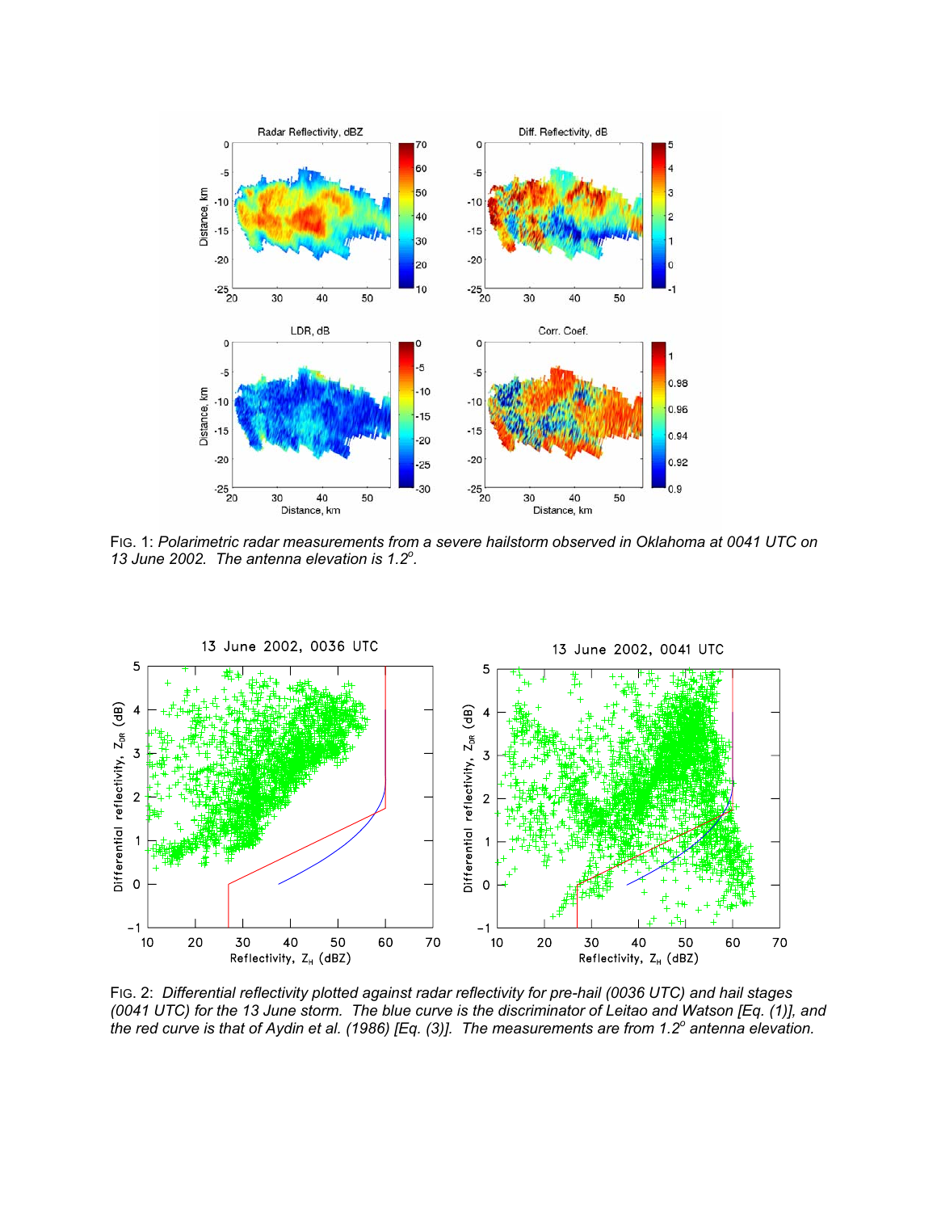FIG. 1: *Polarimetric radar measurements from a severe hailstorm observed in Oklahoma at 0041 UTC on 13 June 2002. The antenna elevation is 1.2°.*

FIG. 2: *Differential reflectivity plotted against radar reflectivity for pre-hail (0036 UTC) and hail stages (0041 UTC) for the 13 June storm. The blue curve is the discriminator of Leitao and Watson [Eq. (1)], and the red curve is that of Aydin et al. (1986) [Eq. (3)]. The measurements are from 1.2° antenna elevation.*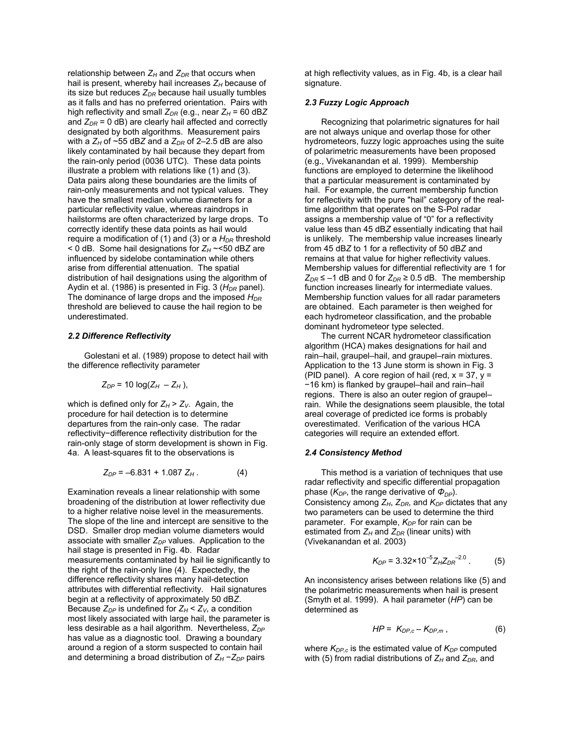relationship between $Z_H$ and $Z_{DR}$ that occurs when hail is present, whereby hail increases $Z_H$ because of its size but reduces $Z_{DR}$ because hail usually tumbles as it falls and has no preferred orientation. Pairs with high reflectivity and small $Z_{DR}$ (e.g., near $Z_H$ = 60 dB$Z$ and $Z_{DR}$ = 0 dB) are clearly hail affected and correctly designated by both algorithms. Measurement pairs with a $Z_H$ of ~55 dB$Z$ and a $Z_{DR}$ of 2–2.5 dB are also likely contaminated by hail because they depart from the rain-only period (0036 UTC). These data points illustrate a problem with relations like (1) and (3). Data pairs along these boundaries are the limits of rain-only measurements and not typical values. They have the smallest median volume diameters for a particular reflectivity value, whereas raindrops in hailstorms are often characterized by large drops. To correctly identify these data points as hail would require a modification of (1) and (3) or a $H_{DR}$ threshold < 0 dB. Some hail designations for $Z_H$ ~<50 dB$Z$ are influenced by sidelobe contamination while others arise from differential attenuation. The spatial distribution of hail designations using the algorithm of Aydin et al. (1986) is presented in Fig. 3 ($H_{DR}$ panel). The dominance of large drops and the imposed $H_{DR}$ threshold are believed to cause the hail region to be underestimated.

### *2.2 Difference Reflectivity*

Golestani et al. (1989) propose to detect hail with the difference reflectivity parameter

$$Z_{DP} = 10 \log(Z_H - Z_H),$$

which is defined only for $Z_H > Z_V$. Again, the procedure for hail detection is to determine departures from the rain-only case. The radar reflectivity−difference reflectivity distribution for the rain-only stage of storm development is shown in Fig. 4a. A least-squares fit to the observations is

$$Z_{DP} = -6.831 + 1.087\, Z_H . \qquad (4)$$

Examination reveals a linear relationship with some broadening of the distribution at lower reflectivity due to a higher relative noise level in the measurements. The slope of the line and intercept are sensitive to the DSD. Smaller drop median volume diameters would associate with smaller $Z_{DP}$ values. Application to the hail stage is presented in Fig. 4b. Radar measurements contaminated by hail lie significantly to the right of the rain-only line (4). Expectedly, the difference reflectivity shares many hail-detection attributes with differential reflectivity. Hail signatures begin at a reflectivity of approximately 50 dB$Z$. Because $Z_{DP}$ is undefined for $Z_H < Z_V$, a condition most likely associated with large hail, the parameter is less desirable as a hail algorithm. Nevertheless, $Z_{DP}$ has value as a diagnostic tool. Drawing a boundary around a region of a storm suspected to contain hail and determining a broad distribution of $Z_H - Z_{DP}$ pairs at high reflectivity values, as in Fig. 4b, is a clear hail signature.

### *2.3 Fuzzy Logic Approach*

Recognizing that polarimetric signatures for hail are not always unique and overlap those for other hydrometeors, fuzzy logic approaches using the suite of polarimetric measurements have been proposed (e.g., Vivekanandan et al. 1999). Membership functions are employed to determine the likelihood that a particular measurement is contaminated by hail. For example, the current membership function for reflectivity with the pure "hail" category of the real-time algorithm that operates on the S-Pol radar assigns a membership value of "0" for a reflectivity value less than 45 dB$Z$ essentially indicating that hail is unlikely. The membership value increases linearly from 45 dB$Z$ to 1 for a reflectivity of 50 dB$Z$ and remains at that value for higher reflectivity values. Membership values for differential reflectivity are 1 for $Z_{DR} \leq -1$ dB and 0 for $Z_{DR} \geq 0.5$ dB. The membership function increases linearly for intermediate values. Membership function values for all radar parameters are obtained. Each parameter is then weighed for each hydrometeor classification, and the probable dominant hydrometeor type selected.

The current NCAR hydrometeor classification algorithm (HCA) makes designations for hail and rain–hail, graupel–hail, and graupel–rain mixtures. Application to the 13 June storm is shown in Fig. 3 (PID panel). A core region of hail (red, x = 37, y = −16 km) is flanked by graupel–hail and rain–hail regions. There is also an outer region of graupel–rain. While the designations seem plausible, the total areal coverage of predicted ice forms is probably overestimated. Verification of the various HCA categories will require an extended effort.

### *2.4 Consistency Method*

This method is a variation of techniques that use radar reflectivity and specific differential propagation phase ($K_{DP}$, the range derivative of $\Phi_{DP}$). Consistency among $Z_H$, $Z_{DR}$, and $K_{DP}$ dictates that any two parameters can be used to determine the third parameter. For example, $K_{DP}$ for rain can be estimated from $Z_H$ and $Z_{DR}$ (linear units) with (Vivekanandan et al. 2003)

$$K_{DP} = 3.32{\times}10^{-5} Z_H Z_{DR}^{-2.0} . \qquad (5)$$

An inconsistency arises between relations like (5) and the polarimetric measurements when hail is present (Smyth et al. 1999). A hail parameter ($HP$) can be determined as

$$HP = K_{DP,c} - K_{DP,m} , \qquad (6)$$

where $K_{DP,c}$ is the estimated value of $K_{DP}$ computed with (5) from radial distributions of $Z_H$ and $Z_{DR}$, and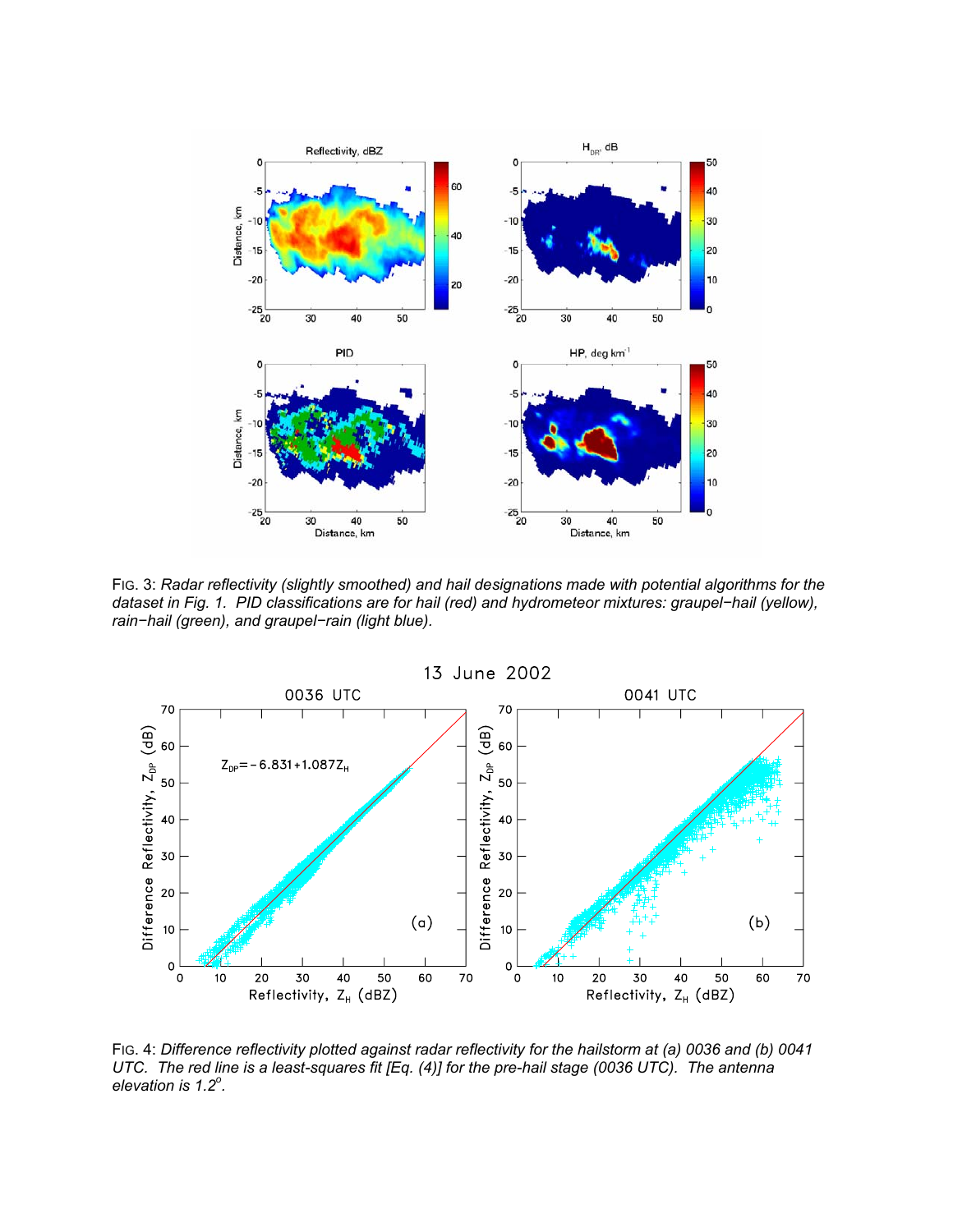FIG. 3: *Radar reflectivity (slightly smoothed) and hail designations made with potential algorithms for the dataset in Fig. 1. PID classifications are for hail (red) and hydrometeor mixtures: graupel−hail (yellow), rain−hail (green), and graupel−rain (light blue).*

FIG. 4: *Difference reflectivity plotted against radar reflectivity for the hailstorm at (a) 0036 and (b) 0041 UTC. The red line is a least-squares fit [Eq. (4)] for the pre-hail stage (0036 UTC). The antenna elevation is 1.2°.*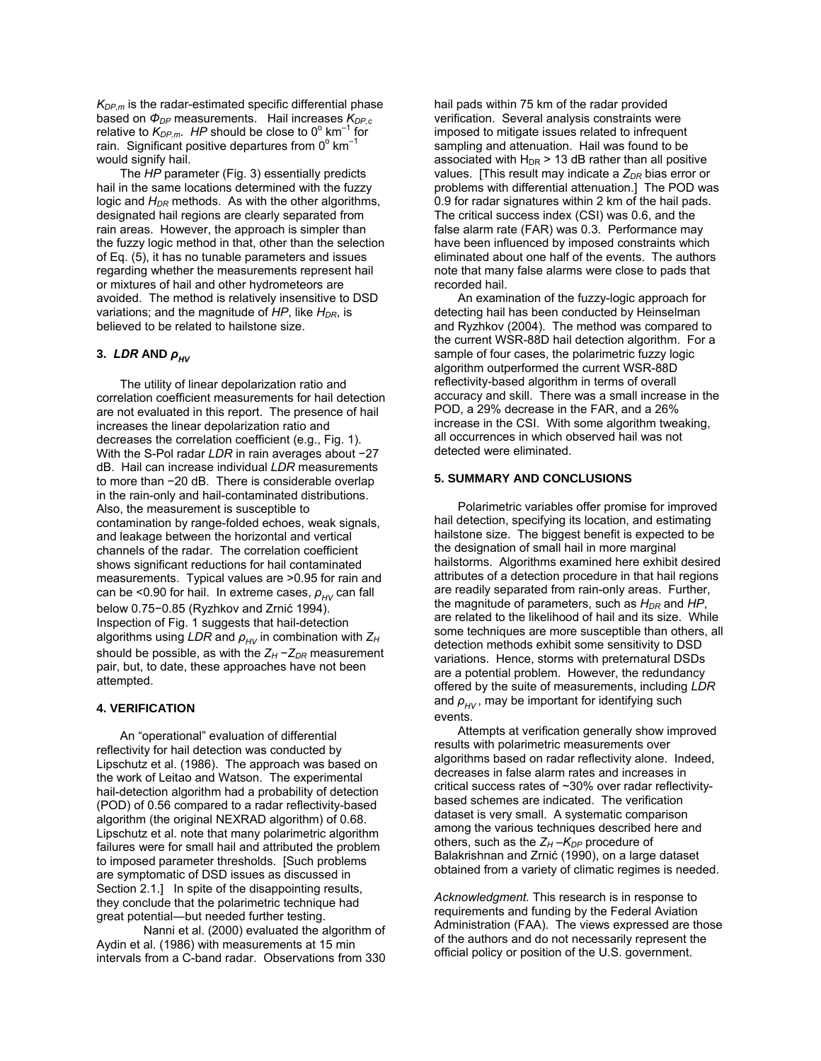$K_{DP,m}$ is the radar-estimated specific differential phase based on $\Phi_{DP}$ measurements. Hail increases $K_{DP,c}$ relative to $K_{DP,m}$. *HP* should be close to $0^\circ$ km$^{-1}$ for rain. Significant positive departures from $0^\circ$ km$^{-1}$ would signify hail.

The *HP* parameter (Fig. 3) essentially predicts hail in the same locations determined with the fuzzy logic and $H_{DR}$ methods. As with the other algorithms, designated hail regions are clearly separated from rain areas. However, the approach is simpler than the fuzzy logic method in that, other than the selection of Eq. (5), it has no tunable parameters and issues regarding whether the measurements represent hail or mixtures of hail and other hydrometeors are avoided. The method is relatively insensitive to DSD variations; and the magnitude of *HP*, like $H_{DR}$, is believed to be related to hailstone size.

## 3. *LDR* AND $\rho_{HV}$

The utility of linear depolarization ratio and correlation coefficient measurements for hail detection are not evaluated in this report. The presence of hail increases the linear depolarization ratio and decreases the correlation coefficient (e.g., Fig. 1). With the S-Pol radar *LDR* in rain averages about −27 dB. Hail can increase individual *LDR* measurements to more than −20 dB. There is considerable overlap in the rain-only and hail-contaminated distributions. Also, the measurement is susceptible to contamination by range-folded echoes, weak signals, and leakage between the horizontal and vertical channels of the radar. The correlation coefficient shows significant reductions for hail contaminated measurements. Typical values are >0.95 for rain and can be <0.90 for hail. In extreme cases, $\rho_{HV}$ can fall below 0.75−0.85 (Ryzhkov and Zrnić 1994). Inspection of Fig. 1 suggests that hail-detection algorithms using *LDR* and $\rho_{HV}$ in combination with $Z_H$ should be possible, as with the $Z_H - Z_{DR}$ measurement pair, but, to date, these approaches have not been attempted.

## 4. VERIFICATION

An "operational" evaluation of differential reflectivity for hail detection was conducted by Lipschutz et al. (1986). The approach was based on the work of Leitao and Watson. The experimental hail-detection algorithm had a probability of detection (POD) of 0.56 compared to a radar reflectivity-based algorithm (the original NEXRAD algorithm) of 0.68. Lipschutz et al. note that many polarimetric algorithm failures were for small hail and attributed the problem to imposed parameter thresholds. [Such problems are symptomatic of DSD issues as discussed in Section 2.1.] In spite of the disappointing results, they conclude that the polarimetric technique had great potential—but needed further testing.

Nanni et al. (2000) evaluated the algorithm of Aydin et al. (1986) with measurements at 15 min intervals from a C-band radar. Observations from 330 hail pads within 75 km of the radar provided verification. Several analysis constraints were imposed to mitigate issues related to infrequent sampling and attenuation. Hail was found to be associated with $H_{DR}$ > 13 dB rather than all positive values. [This result may indicate a $Z_{DR}$ bias error or problems with differential attenuation.] The POD was 0.9 for radar signatures within 2 km of the hail pads. The critical success index (CSI) was 0.6, and the false alarm rate (FAR) was 0.3. Performance may have been influenced by imposed constraints which eliminated about one half of the events. The authors note that many false alarms were close to pads that recorded hail.

An examination of the fuzzy-logic approach for detecting hail has been conducted by Heinselman and Ryzhkov (2004). The method was compared to the current WSR-88D hail detection algorithm. For a sample of four cases, the polarimetric fuzzy logic algorithm outperformed the current WSR-88D reflectivity-based algorithm in terms of overall accuracy and skill. There was a small increase in the POD, a 29% decrease in the FAR, and a 26% increase in the CSI. With some algorithm tweaking, all occurrences in which observed hail was not detected were eliminated.

## 5. SUMMARY AND CONCLUSIONS

Polarimetric variables offer promise for improved hail detection, specifying its location, and estimating hailstone size. The biggest benefit is expected to be the designation of small hail in more marginal hailstorms. Algorithms examined here exhibit desired attributes of a detection procedure in that hail regions are readily separated from rain-only areas. Further, the magnitude of parameters, such as $H_{DR}$ and *HP*, are related to the likelihood of hail and its size. While some techniques are more susceptible than others, all detection methods exhibit some sensitivity to DSD variations. Hence, storms with preternatural DSDs are a potential problem. However, the redundancy offered by the suite of measurements, including *LDR* and $\rho_{HV}$, may be important for identifying such events.

Attempts at verification generally show improved results with polarimetric measurements over algorithms based on radar reflectivity alone. Indeed, decreases in false alarm rates and increases in critical success rates of ~30% over radar reflectivity-based schemes are indicated. The verification dataset is very small. A systematic comparison among the various techniques described here and others, such as the $Z_H - K_{DP}$ procedure of Balakrishnan and Zrnić (1990), on a large dataset obtained from a variety of climatic regimes is needed.

*Acknowledgment.* This research is in response to requirements and funding by the Federal Aviation Administration (FAA). The views expressed are those of the authors and do not necessarily represent the official policy or position of the U.S. government.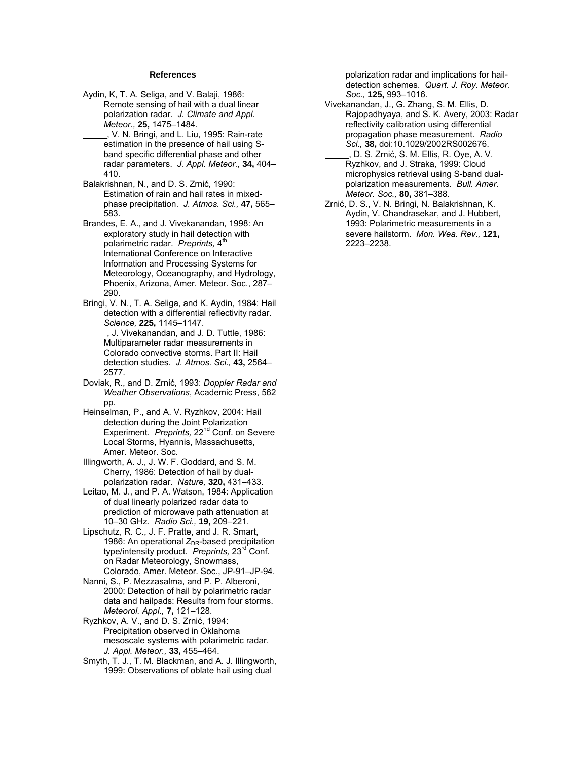### References

Aydin, K, T. A. Seliga, and V. Balaji, 1986: Remote sensing of hail with a dual linear polarization radar. *J. Climate and Appl. Meteor.,* **25,** 1475–1484.

\_\_\_\_\_, V. N. Bringi, and L. Liu, 1995: Rain-rate estimation in the presence of hail using S-band specific differential phase and other radar parameters. *J. Appl. Meteor.,* **34,** 404–410.

Balakrishnan, N., and D. S. Zrnić, 1990: Estimation of rain and hail rates in mixed-phase precipitation. *J. Atmos. Sci.,* **47,** 565–583.

Brandes, E. A., and J. Vivekanandan, 1998: An exploratory study in hail detection with polarimetric radar. *Preprints,* 4th International Conference on Interactive Information and Processing Systems for Meteorology, Oceanography, and Hydrology, Phoenix, Arizona, Amer. Meteor. Soc., 287–290.

Bringi, V. N., T. A. Seliga, and K. Aydin, 1984: Hail detection with a differential reflectivity radar. *Science,* **225,** 1145–1147.

\_\_\_\_\_, J. Vivekanandan, and J. D. Tuttle, 1986: Multiparameter radar measurements in Colorado convective storms. Part II: Hail detection studies. *J. Atmos. Sci.,* **43,** 2564–2577.

Doviak, R., and D. Zrnić, 1993: *Doppler Radar and Weather Observations*, Academic Press, 562 pp.

Heinselman, P., and A. V. Ryzhkov, 2004: Hail detection during the Joint Polarization Experiment. *Preprints,* 22nd Conf. on Severe Local Storms, Hyannis, Massachusetts, Amer. Meteor. Soc.

Illingworth, A. J., J. W. F. Goddard, and S. M. Cherry, 1986: Detection of hail by dual-polarization radar. *Nature,* **320,** 431–433.

Leitao, M. J., and P. A. Watson, 1984: Application of dual linearly polarized radar data to prediction of microwave path attenuation at 10–30 GHz. *Radio Sci.,* **19,** 209–221.

Lipschutz, R. C., J. F. Pratte, and J. R. Smart, 1986: An operational $Z_{DR}$-based precipitation type/intensity product. *Preprints,* 23rd Conf. on Radar Meteorology, Snowmass, Colorado, Amer. Meteor. Soc., JP-91–JP-94.

Nanni, S., P. Mezzasalma, and P. P. Alberoni, 2000: Detection of hail by polarimetric radar data and hailpads: Results from four storms. *Meteorol. Appl.,* **7,** 121–128.

Ryzhkov, A. V., and D. S. Zrnić, 1994: Precipitation observed in Oklahoma mesoscale systems with polarimetric radar. *J. Appl. Meteor.,* **33,** 455–464.

Smyth, T. J., T. M. Blackman, and A. J. Illingworth, 1999: Observations of oblate hail using dual polarization radar and implications for hail-detection schemes. *Quart. J. Roy. Meteor. Soc.,* **125,** 993–1016.

Vivekanandan, J., G. Zhang, S. M. Ellis, D. Rajopadhyaya, and S. K. Avery, 2003: Radar reflectivity calibration using differential propagation phase measurement. *Radio Sci.,* **38,** doi:10.1029/2002RS002676.

\_\_\_\_\_, D. S. Zrnić, S. M. Ellis, R. Oye, A. V. Ryzhkov, and J. Straka, 1999: Cloud microphysics retrieval using S-band dual-polarization measurements. *Bull. Amer. Meteor. Soc.,* **80,** 381–388.

Zrnić, D. S., V. N. Bringi, N. Balakrishnan, K. Aydin, V. Chandrasekar, and J. Hubbert, 1993: Polarimetric measurements in a severe hailstorm. *Mon. Wea. Rev.,* **121,** 2223–2238.